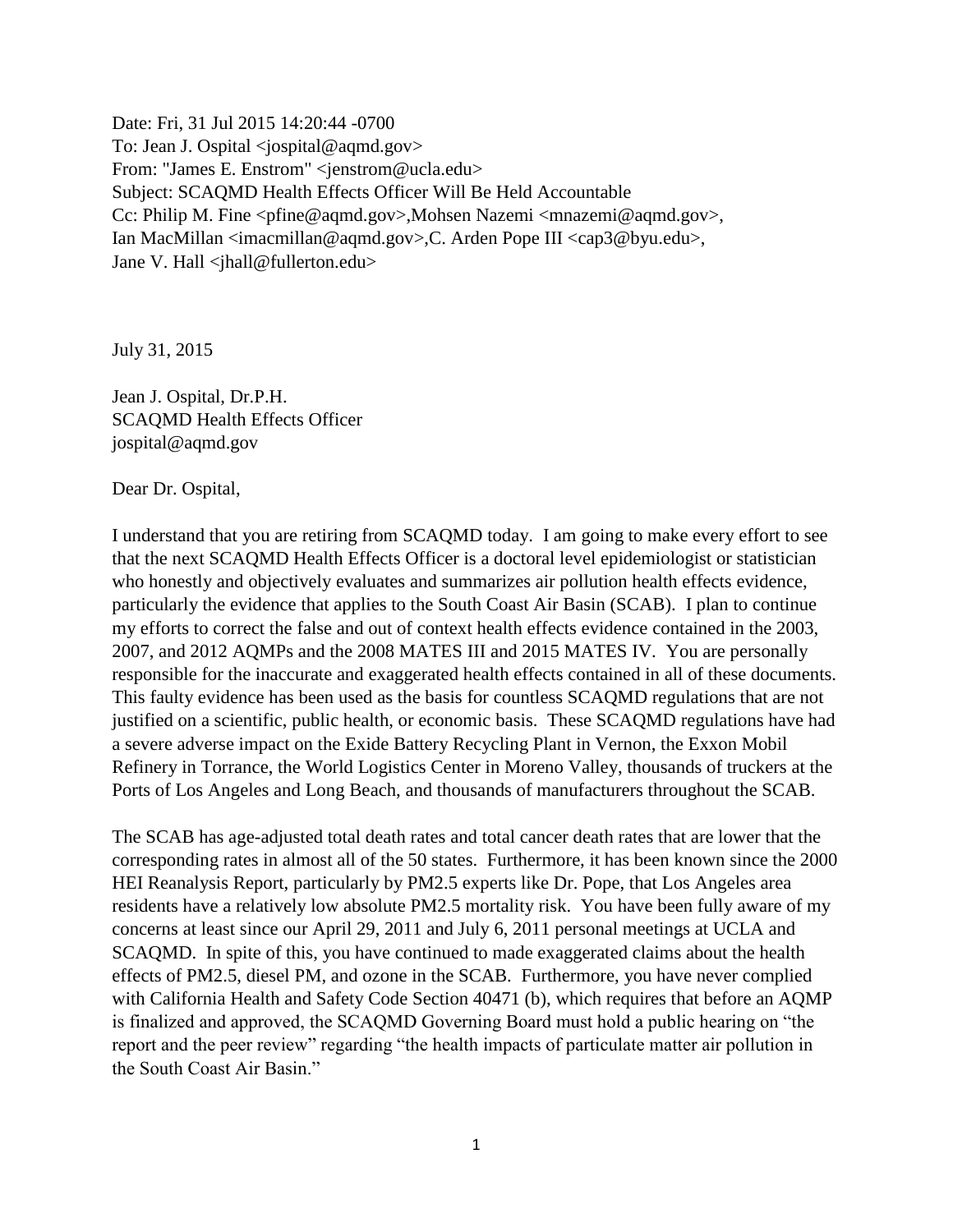Date: Fri, 31 Jul 2015 14:20:44 -0700
To: Jean J. Ospital <jospital@aqmd.gov>
From: "James E. Enstrom" <jenstrom@ucla.edu>
Subject: SCAQMD Health Effects Officer Will Be Held Accountable
Cc: Philip M. Fine <pfine@aqmd.gov>,Mohsen Nazemi <mnazemi@aqmd.gov>,
Ian MacMillan <imacmillan@aqmd.gov>,C. Arden Pope III <cap3@byu.edu>,
Jane V. Hall <jhall@fullerton.edu>

July 31, 2015

Jean J. Ospital, Dr.P.H.
SCAQMD Health Effects Officer
jospital@aqmd.gov

Dear Dr. Ospital,

I understand that you are retiring from SCAQMD today. I am going to make every effort to see that the next SCAQMD Health Effects Officer is a doctoral level epidemiologist or statistician who honestly and objectively evaluates and summarizes air pollution health effects evidence, particularly the evidence that applies to the South Coast Air Basin (SCAB). I plan to continue my efforts to correct the false and out of context health effects evidence contained in the 2003, 2007, and 2012 AQMPs and the 2008 MATES III and 2015 MATES IV. You are personally responsible for the inaccurate and exaggerated health effects contained in all of these documents. This faulty evidence has been used as the basis for countless SCAQMD regulations that are not justified on a scientific, public health, or economic basis. These SCAQMD regulations have had a severe adverse impact on the Exide Battery Recycling Plant in Vernon, the Exxon Mobil Refinery in Torrance, the World Logistics Center in Moreno Valley, thousands of truckers at the Ports of Los Angeles and Long Beach, and thousands of manufacturers throughout the SCAB.

The SCAB has age-adjusted total death rates and total cancer death rates that are lower that the corresponding rates in almost all of the 50 states. Furthermore, it has been known since the 2000 HEI Reanalysis Report, particularly by PM2.5 experts like Dr. Pope, that Los Angeles area residents have a relatively low absolute PM2.5 mortality risk. You have been fully aware of my concerns at least since our April 29, 2011 and July 6, 2011 personal meetings at UCLA and SCAQMD. In spite of this, you have continued to made exaggerated claims about the health effects of PM2.5, diesel PM, and ozone in the SCAB. Furthermore, you have never complied with California Health and Safety Code Section 40471 (b), which requires that before an AQMP is finalized and approved, the SCAQMD Governing Board must hold a public hearing on "the report and the peer review" regarding "the health impacts of particulate matter air pollution in the South Coast Air Basin."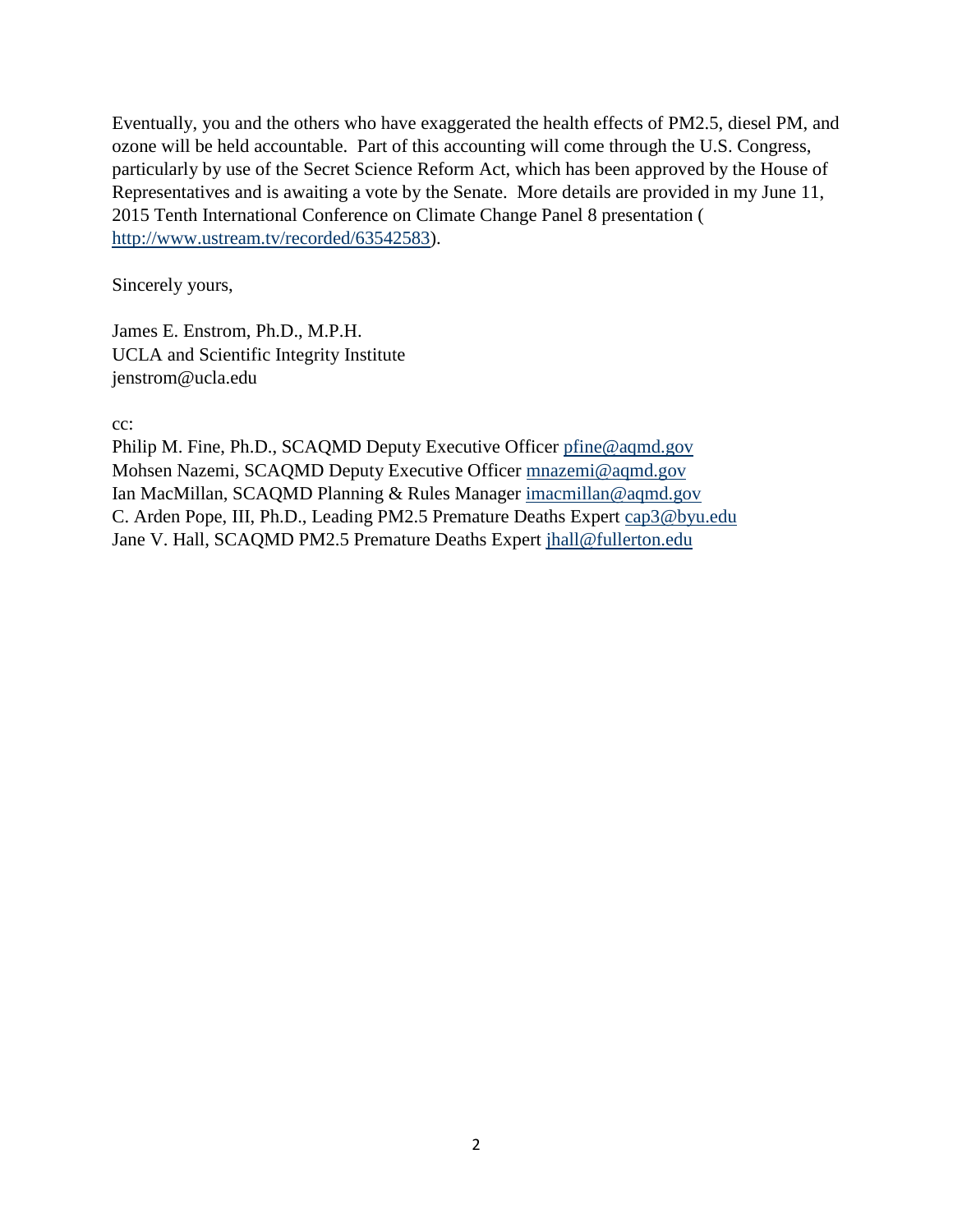Eventually, you and the others who have exaggerated the health effects of PM2.5, diesel PM, and ozone will be held accountable. Part of this accounting will come through the U.S. Congress, particularly by use of the Secret Science Reform Act, which has been approved by the House of Representatives and is awaiting a vote by the Senate. More details are provided in my June 11, 2015 Tenth International Conference on Climate Change Panel 8 presentation ( http://www.ustream.tv/recorded/63542583).

Sincerely yours,

James E. Enstrom, Ph.D., M.P.H.
UCLA and Scientific Integrity Institute
jenstrom@ucla.edu

cc:
Philip M. Fine, Ph.D., SCAQMD Deputy Executive Officer pfine@aqmd.gov
Mohsen Nazemi, SCAQMD Deputy Executive Officer mnazemi@aqmd.gov
Ian MacMillan, SCAQMD Planning & Rules Manager imacmillan@aqmd.gov
C. Arden Pope, III, Ph.D., Leading PM2.5 Premature Deaths Expert cap3@byu.edu
Jane V. Hall, SCAQMD PM2.5 Premature Deaths Expert jhall@fullerton.edu